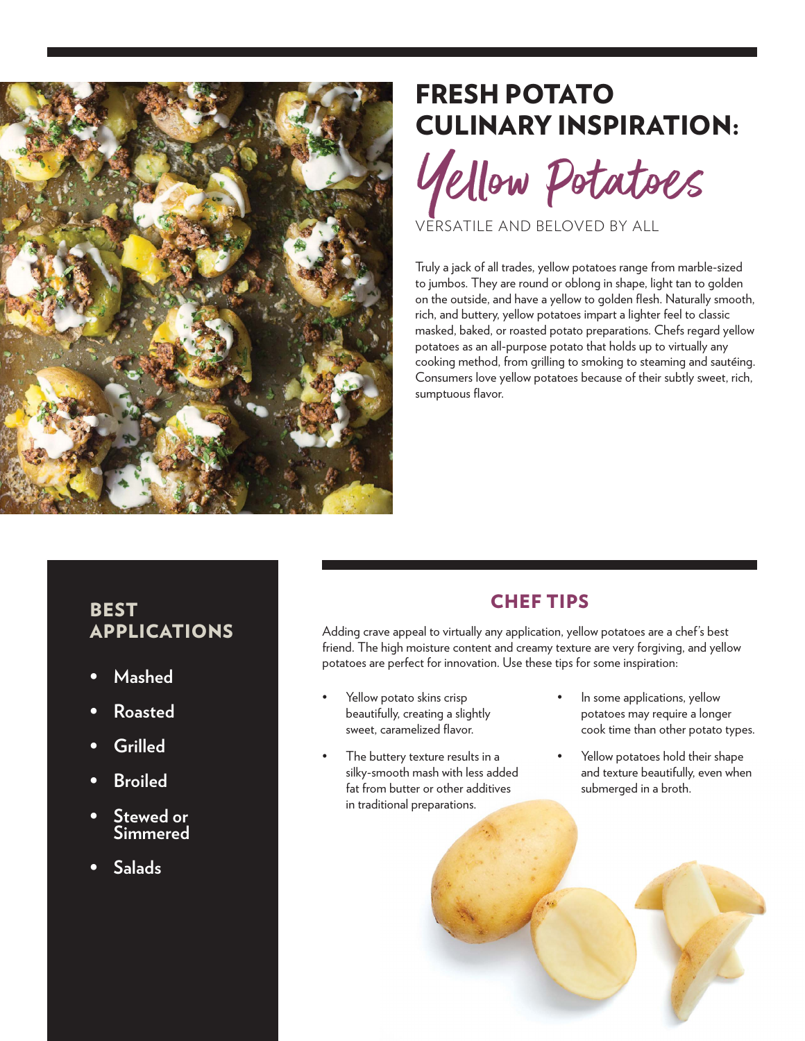# FRESH POTATO CULINARY INSPIRATION:

## *Yellow Potatoes*

VERSATILE AND BELOVED BY ALL

Truly a jack of all trades, yellow potatoes range from marble-sized to jumbos. They are round or oblong in shape, light tan to golden on the outside, and have a yellow to golden flesh. Naturally smooth, rich, and buttery, yellow potatoes impart a lighter feel to classic masked, baked, or roasted potato preparations. Chefs regard yellow potatoes as an all-purpose potato that holds up to virtually any cooking method, from grilling to smoking to steaming and sautéing. Consumers love yellow potatoes because of their subtly sweet, rich, sumptuous flavor.

## BEST APPLICATIONS

- Mashed
- Roasted
- Grilled
- Broiled
- Stewed or Simmered
- Salads

## CHEF TIPS

Adding crave appeal to virtually any application, yellow potatoes are a chef's best friend. The high moisture content and creamy texture are very forgiving, and yellow potatoes are perfect for innovation. Use these tips for some inspiration:

- Yellow potato skins crisp beautifully, creating a slightly sweet, caramelized flavor.
- The buttery texture results in a silky-smooth mash with less added fat from butter or other additives in traditional preparations.
- In some applications, yellow potatoes may require a longer cook time than other potato types.
- Yellow potatoes hold their shape and texture beautifully, even when submerged in a broth.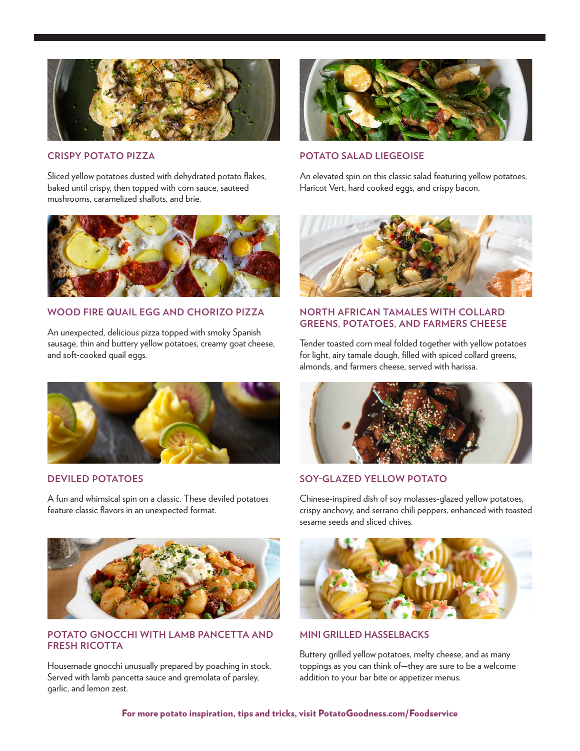## CRISPY POTATO PIZZA

Sliced yellow potatoes dusted with dehydrated potato flakes, baked until crispy, then topped with corn sauce, sauteed mushrooms, caramelized shallots, and brie.

## POTATO SALAD LIEGEOISE

An elevated spin on this classic salad featuring yellow potatoes, Haricot Vert, hard cooked eggs, and crispy bacon.

## WOOD FIRE QUAIL EGG AND CHORIZO PIZZA

An unexpected, delicious pizza topped with smoky Spanish sausage, thin and buttery yellow potatoes, creamy goat cheese, and soft-cooked quail eggs.

## NORTH AFRICAN TAMALES WITH COLLARD GREENS, POTATOES, AND FARMERS CHEESE

Tender toasted corn meal folded together with yellow potatoes for light, airy tamale dough, filled with spiced collard greens, almonds, and farmers cheese, served with harissa.

## DEVILED POTATOES

A fun and whimsical spin on a classic. These deviled potatoes feature classic flavors in an unexpected format.

## SOY-GLAZED YELLOW POTATO

Chinese-inspired dish of soy molasses-glazed yellow potatoes, crispy anchovy, and serrano chili peppers, enhanced with toasted sesame seeds and sliced chives.

## POTATO GNOCCHI WITH LAMB PANCETTA AND FRESH RICOTTA

Housemade gnocchi unusually prepared by poaching in stock. Served with lamb pancetta sauce and gremolata of parsley, garlic, and lemon zest.

## MINI GRILLED HASSELBACKS

Buttery grilled yellow potatoes, melty cheese, and as many toppings as you can think of—they are sure to be a welcome addition to your bar bite or appetizer menus.

**For more potato inspiration, tips and tricks, visit PotatoGoodness.com/Foodservice**